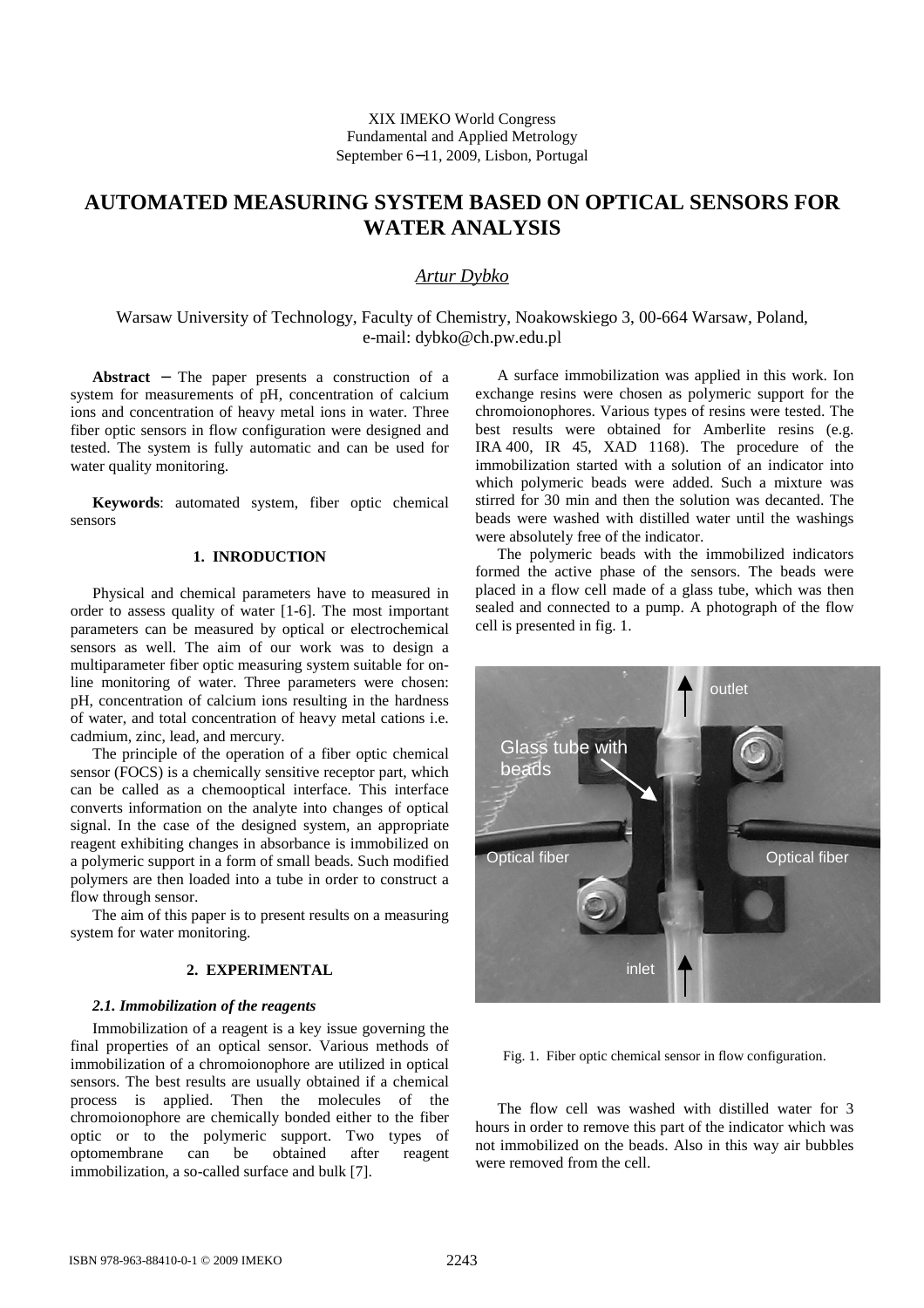XIX IMEKO World Congress
Fundamental and Applied Metrology
September 6−11, 2009, Lisbon, Portugal

# AUTOMATED MEASURING SYSTEM BASED ON OPTICAL SENSORS FOR WATER ANALYSIS

*Artur Dybko*

Warsaw University of Technology, Faculty of Chemistry, Noakowskiego 3, 00-664 Warsaw, Poland, e-mail: dybko@ch.pw.edu.pl

**Abstract** − The paper presents a construction of a system for measurements of pH, concentration of calcium ions and concentration of heavy metal ions in water. Three fiber optic sensors in flow configuration were designed and tested. The system is fully automatic and can be used for water quality monitoring.

**Keywords**: automated system, fiber optic chemical sensors

## 1. INRODUCTION

Physical and chemical parameters have to measured in order to assess quality of water [1-6]. The most important parameters can be measured by optical or electrochemical sensors as well. The aim of our work was to design a multiparameter fiber optic measuring system suitable for on-line monitoring of water. Three parameters were chosen: pH, concentration of calcium ions resulting in the hardness of water, and total concentration of heavy metal cations i.e. cadmium, zinc, lead, and mercury.

The principle of the operation of a fiber optic chemical sensor (FOCS) is a chemically sensitive receptor part, which can be called as a chemooptical interface. This interface converts information on the analyte into changes of optical signal. In the case of the designed system, an appropriate reagent exhibiting changes in absorbance is immobilized on a polymeric support in a form of small beads. Such modified polymers are then loaded into a tube in order to construct a flow through sensor.

The aim of this paper is to present results on a measuring system for water monitoring.

## 2. EXPERIMENTAL

### *2.1. Immobilization of the reagents*

Immobilization of a reagent is a key issue governing the final properties of an optical sensor. Various methods of immobilization of a chromoionophore are utilized in optical sensors. The best results are usually obtained if a chemical process is applied. Then the molecules of the chromoionophore are chemically bonded either to the fiber optic or to the polymeric support. Two types of optomembrane can be obtained after reagent immobilization, a so-called surface and bulk [7].

A surface immobilization was applied in this work. Ion exchange resins were chosen as polymeric support for the chromoionophores. Various types of resins were tested. The best results were obtained for Amberlite resins (e.g. IRA 400, IR 45, XAD 1168). The procedure of the immobilization started with a solution of an indicator into which polymeric beads were added. Such a mixture was stirred for 30 min and then the solution was decanted. The beads were washed with distilled water until the washings were absolutely free of the indicator.

The polymeric beads with the immobilized indicators formed the active phase of the sensors. The beads were placed in a flow cell made of a glass tube, which was then sealed and connected to a pump. A photograph of the flow cell is presented in fig. 1.

Fig. 1. Fiber optic chemical sensor in flow configuration.

The flow cell was washed with distilled water for 3 hours in order to remove this part of the indicator which was not immobilized on the beads. Also in this way air bubbles were removed from the cell.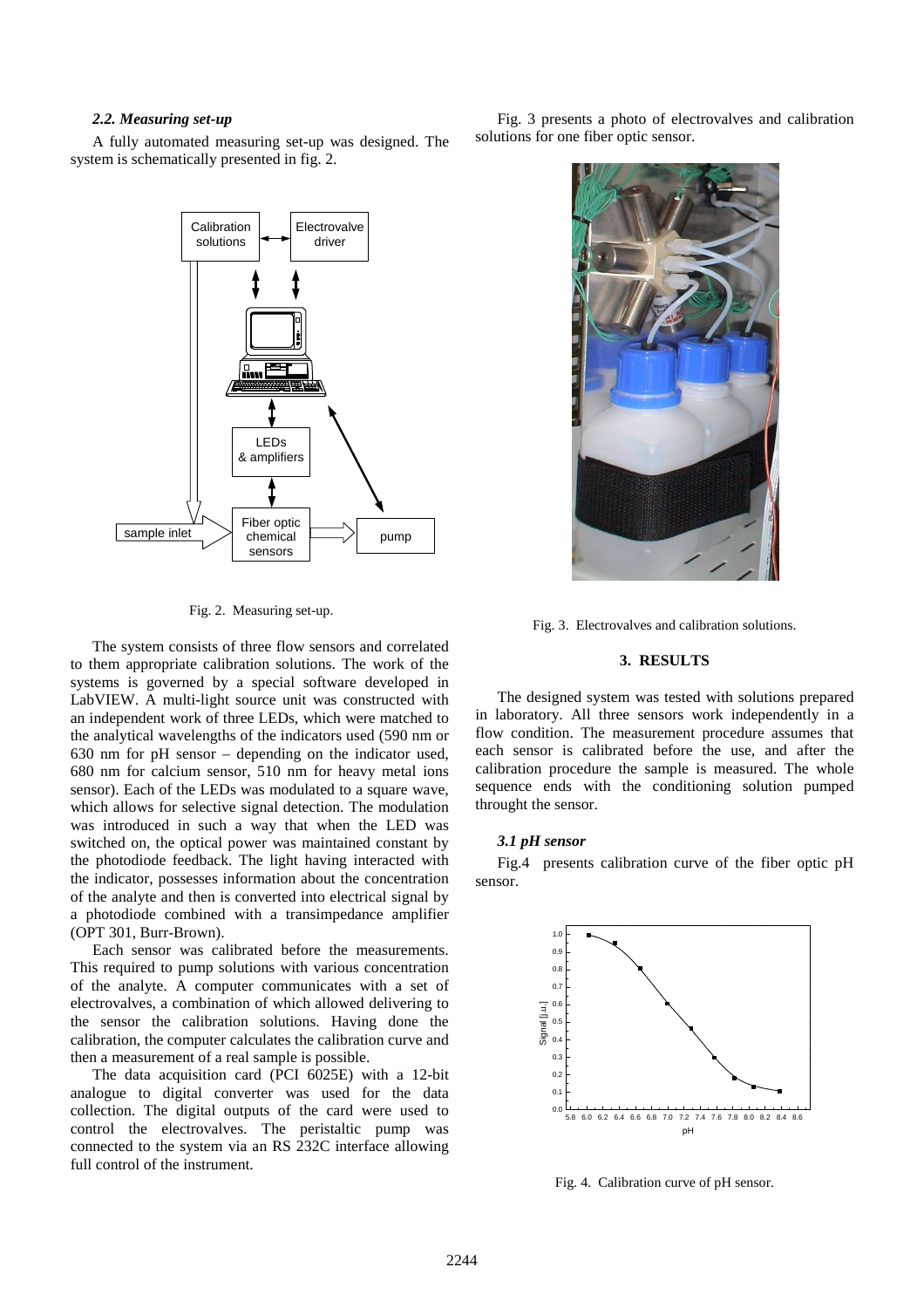### 2.2. Measuring set-up

A fully automated measuring set-up was designed. The system is schematically presented in fig. 2.

Fig. 2. Measuring set-up.

The system consists of three flow sensors and correlated to them appropriate calibration solutions. The work of the systems is governed by a special software developed in LabVIEW. A multi-light source unit was constructed with an independent work of three LEDs, which were matched to the analytical wavelengths of the indicators used (590 nm or 630 nm for pH sensor – depending on the indicator used, 680 nm for calcium sensor, 510 nm for heavy metal ions sensor). Each of the LEDs was modulated to a square wave, which allows for selective signal detection. The modulation was introduced in such a way that when the LED was switched on, the optical power was maintained constant by the photodiode feedback. The light having interacted with the indicator, possesses information about the concentration of the analyte and then is converted into electrical signal by a photodiode combined with a transimpedance amplifier (OPT 301, Burr-Brown).

Each sensor was calibrated before the measurements. This required to pump solutions with various concentration of the analyte. A computer communicates with a set of electrovalves, a combination of which allowed delivering to the sensor the calibration solutions. Having done the calibration, the computer calculates the calibration curve and then a measurement of a real sample is possible.

The data acquisition card (PCI 6025E) with a 12-bit analogue to digital converter was used for the data collection. The digital outputs of the card were used to control the electrovalves. The peristaltic pump was connected to the system via an RS 232C interface allowing full control of the instrument.

Fig. 3 presents a photo of electrovalves and calibration solutions for one fiber optic sensor.

Fig. 3. Electrovalves and calibration solutions.

## 3. RESULTS

The designed system was tested with solutions prepared in laboratory. All three sensors work independently in a flow condition. The measurement procedure assumes that each sensor is calibrated before the use, and after the calibration procedure the sample is measured. The whole sequence ends with the conditioning solution pumped throught the sensor.

### 3.1 pH sensor

Fig.4 presents calibration curve of the fiber optic pH sensor.

Fig. 4. Calibration curve of pH sensor.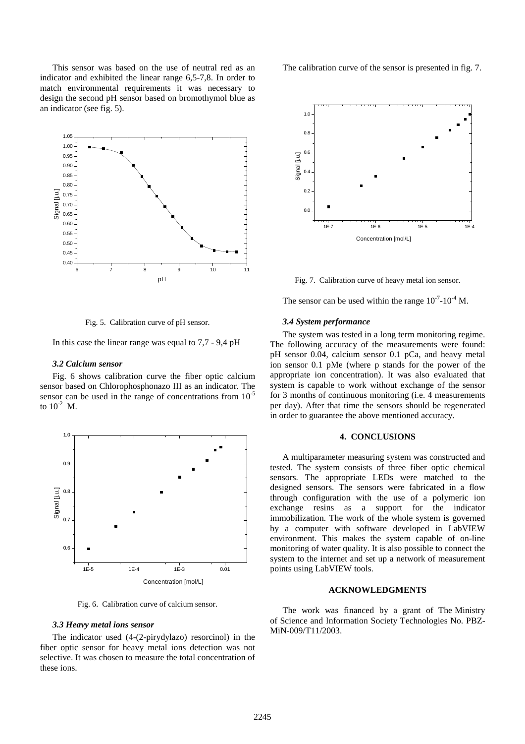This sensor was based on the use of neutral red as an indicator and exhibited the linear range 6,5-7,8. In order to match environmental requirements it was necessary to design the second pH sensor based on bromothymol blue as an indicator (see fig. 5).

Fig. 5. Calibration curve of pH sensor.

In this case the linear range was equal to 7,7 - 9,4 pH

### *3.2 Calcium sensor*

Fig. 6 shows calibration curve the fiber optic calcium sensor based on Chlorophosphonazo III as an indicator. The sensor can be used in the range of concentrations from $10^{-5}$ to $10^{-2}$ M.

Fig. 6. Calibration curve of calcium sensor.

### *3.3 Heavy metal ions sensor*

The indicator used (4-(2-pirydylazo) resorcinol) in the fiber optic sensor for heavy metal ions detection was not selective. It was chosen to measure the total concentration of these ions.

The calibration curve of the sensor is presented in fig. 7.

Fig. 7. Calibration curve of heavy metal ion sensor.

The sensor can be used within the range $10^{-7}$-$10^{-4}$ M.

### *3.4 System performance*

The system was tested in a long term monitoring regime. The following accuracy of the measurements were found: pH sensor 0.04, calcium sensor 0.1 pCa, and heavy metal ion sensor 0.1 pMe (where p stands for the power of the appropriate ion concentration). It was also evaluated that system is capable to work without exchange of the sensor for 3 months of continuous monitoring (i.e. 4 measurements per day). After that time the sensors should be regenerated in order to guarantee the above mentioned accuracy.

## 4. CONCLUSIONS

A multiparameter measuring system was constructed and tested. The system consists of three fiber optic chemical sensors. The appropriate LEDs were matched to the designed sensors. The sensors were fabricated in a flow through configuration with the use of a polymeric ion exchange resins as a support for the indicator immobilization. The work of the whole system is governed by a computer with software developed in LabVIEW environment. This makes the system capable of on-line monitoring of water quality. It is also possible to connect the system to the internet and set up a network of measurement points using LabVIEW tools.

## ACKNOWLEDGMENTS

The work was financed by a grant of The Ministry of Science and Information Society Technologies No. PBZ-MiN-009/T11/2003.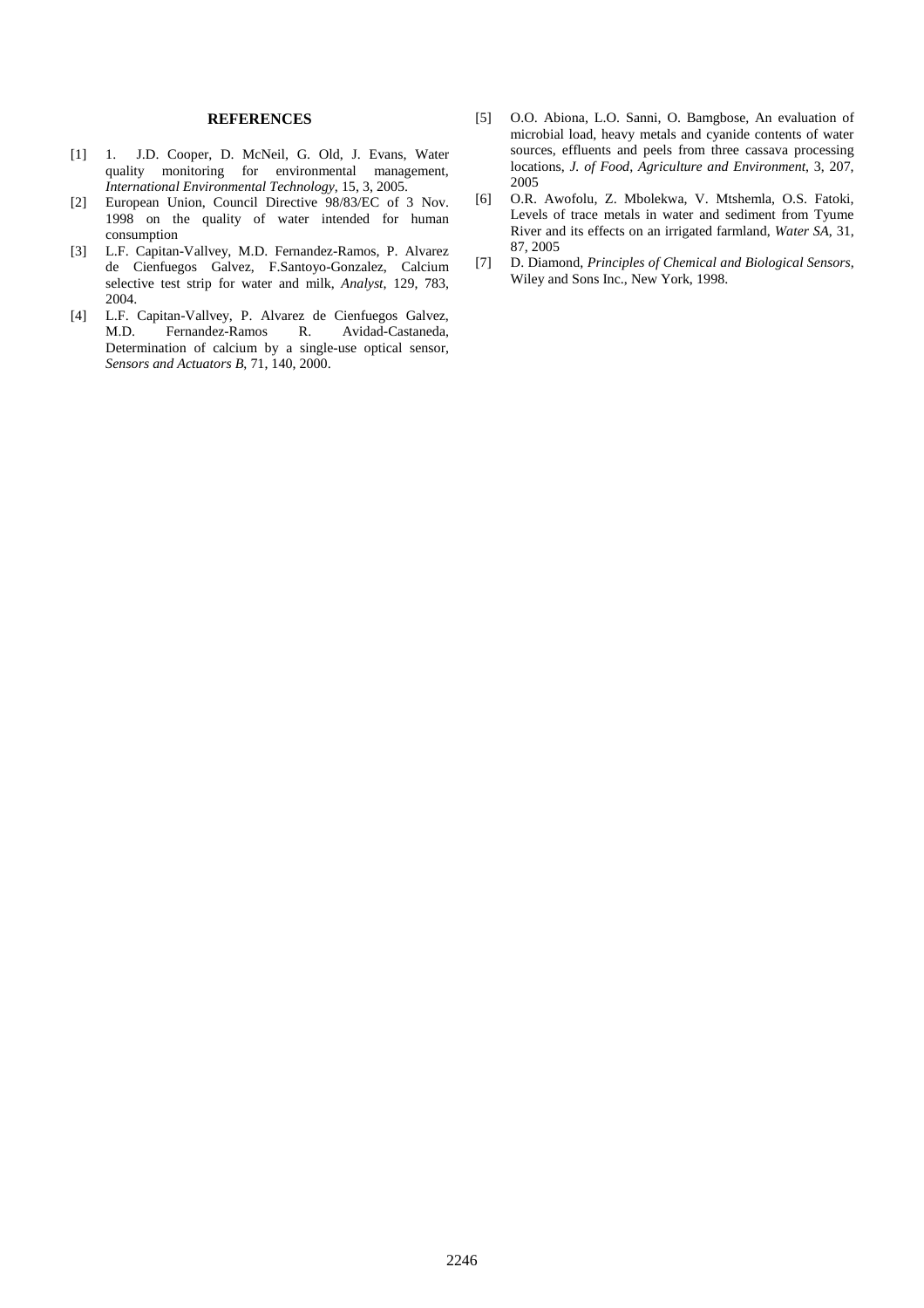## REFERENCES

[1] 1. J.D. Cooper, D. McNeil, G. Old, J. Evans, Water quality monitoring for environmental management, *International Environmental Technology*, 15, 3, 2005.

[2] European Union, Council Directive 98/83/EC of 3 Nov. 1998 on the quality of water intended for human consumption

[3] L.F. Capitan-Vallvey, M.D. Fernandez-Ramos, P. Alvarez de Cienfuegos Galvez, F.Santoyo-Gonzalez, Calcium selective test strip for water and milk, *Analyst*, 129, 783, 2004.

[4] L.F. Capitan-Vallvey, P. Alvarez de Cienfuegos Galvez, M.D. Fernandez-Ramos R. Avidad-Castaneda, Determination of calcium by a single-use optical sensor, *Sensors and Actuators B*, 71, 140, 2000.

[5] O.O. Abiona, L.O. Sanni, O. Bamgbose, An evaluation of microbial load, heavy metals and cyanide contents of water sources, effluents and peels from three cassava processing locations, *J. of Food, Agriculture and Environment*, 3, 207, 2005

[6] O.R. Awofolu, Z. Mbolekwa, V. Mtshemla, O.S. Fatoki, Levels of trace metals in water and sediment from Tyume River and its effects on an irrigated farmland, *Water SA*, 31, 87, 2005

[7] D. Diamond, *Principles of Chemical and Biological Sensors*, Wiley and Sons Inc., New York, 1998.